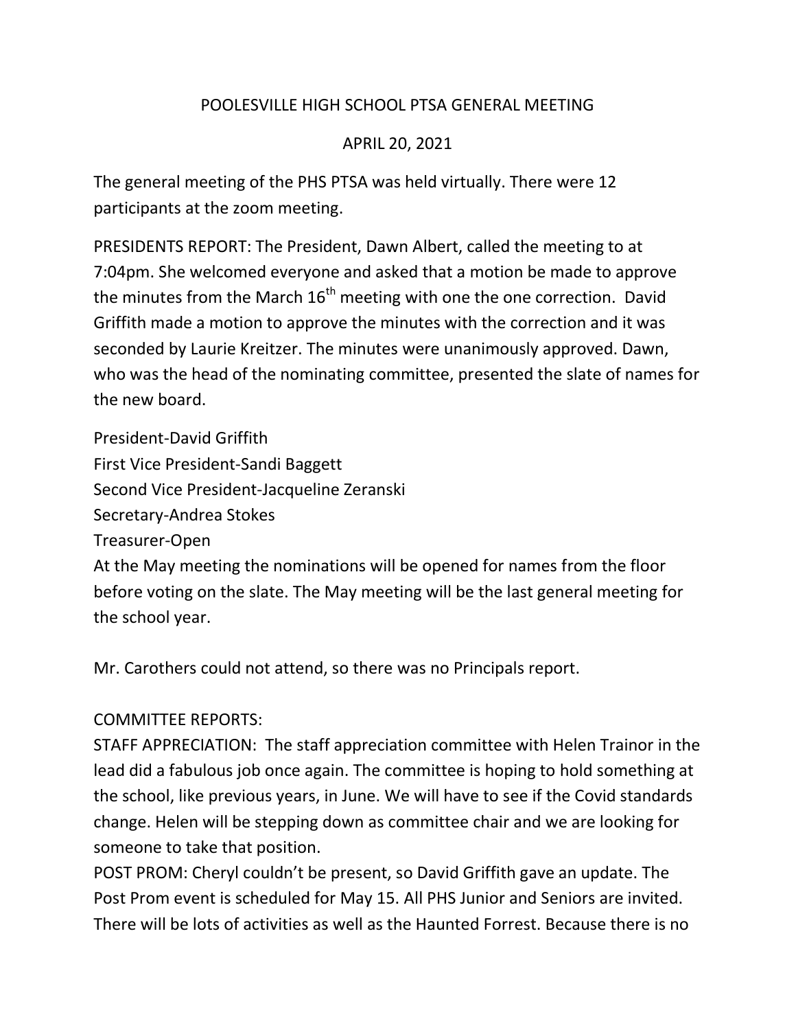# POOLESVILLE HIGH SCHOOL PTSA GENERAL MEETING

## APRIL 20, 2021

The general meeting of the PHS PTSA was held virtually. There were 12 participants at the zoom meeting.

PRESIDENTS REPORT: The President, Dawn Albert, called the meeting to at 7:04pm. She welcomed everyone and asked that a motion be made to approve the minutes from the March 16th meeting with one the one correction. David Griffith made a motion to approve the minutes with the correction and it was seconded by Laurie Kreitzer. The minutes were unanimously approved. Dawn, who was the head of the nominating committee, presented the slate of names for the new board.

President-David Griffith
First Vice President-Sandi Baggett
Second Vice President-Jacqueline Zeranski
Secretary-Andrea Stokes
Treasurer-Open
At the May meeting the nominations will be opened for names from the floor before voting on the slate. The May meeting will be the last general meeting for the school year.

Mr. Carothers could not attend, so there was no Principals report.

COMMITTEE REPORTS:
STAFF APPRECIATION: The staff appreciation committee with Helen Trainor in the lead did a fabulous job once again. The committee is hoping to hold something at the school, like previous years, in June. We will have to see if the Covid standards change. Helen will be stepping down as committee chair and we are looking for someone to take that position.
POST PROM: Cheryl couldn't be present, so David Griffith gave an update. The Post Prom event is scheduled for May 15. All PHS Junior and Seniors are invited. There will be lots of activities as well as the Haunted Forrest. Because there is no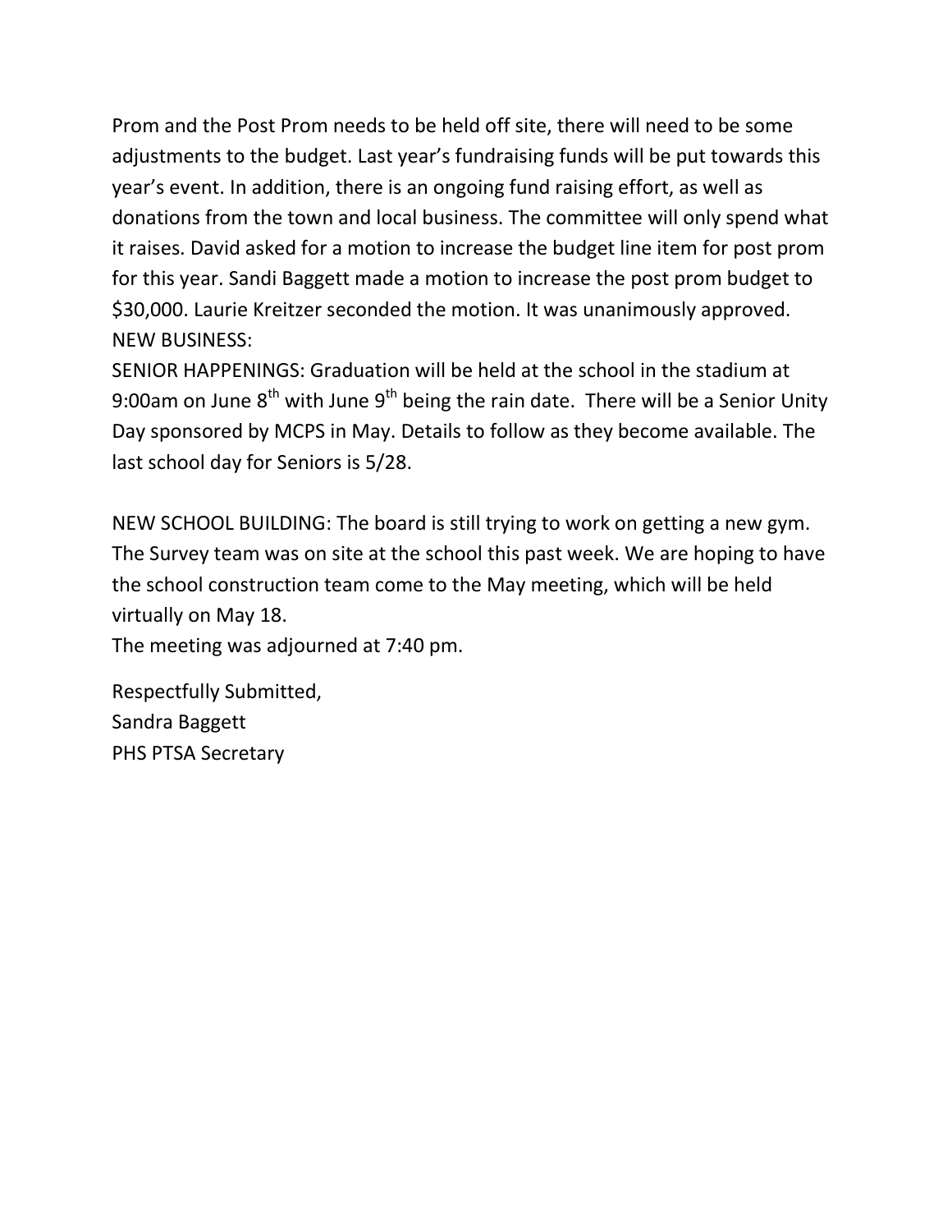Prom and the Post Prom needs to be held off site, there will need to be some adjustments to the budget. Last year's fundraising funds will be put towards this year's event. In addition, there is an ongoing fund raising effort, as well as donations from the town and local business. The committee will only spend what it raises. David asked for a motion to increase the budget line item for post prom for this year. Sandi Baggett made a motion to increase the post prom budget to $30,000. Laurie Kreitzer seconded the motion. It was unanimously approved.

NEW BUSINESS:

SENIOR HAPPENINGS: Graduation will be held at the school in the stadium at 9:00am on June 8th with June 9th being the rain date. There will be a Senior Unity Day sponsored by MCPS in May. Details to follow as they become available. The last school day for Seniors is 5/28.

NEW SCHOOL BUILDING: The board is still trying to work on getting a new gym. The Survey team was on site at the school this past week. We are hoping to have the school construction team come to the May meeting, which will be held virtually on May 18.

The meeting was adjourned at 7:40 pm.

Respectfully Submitted,
Sandra Baggett
PHS PTSA Secretary